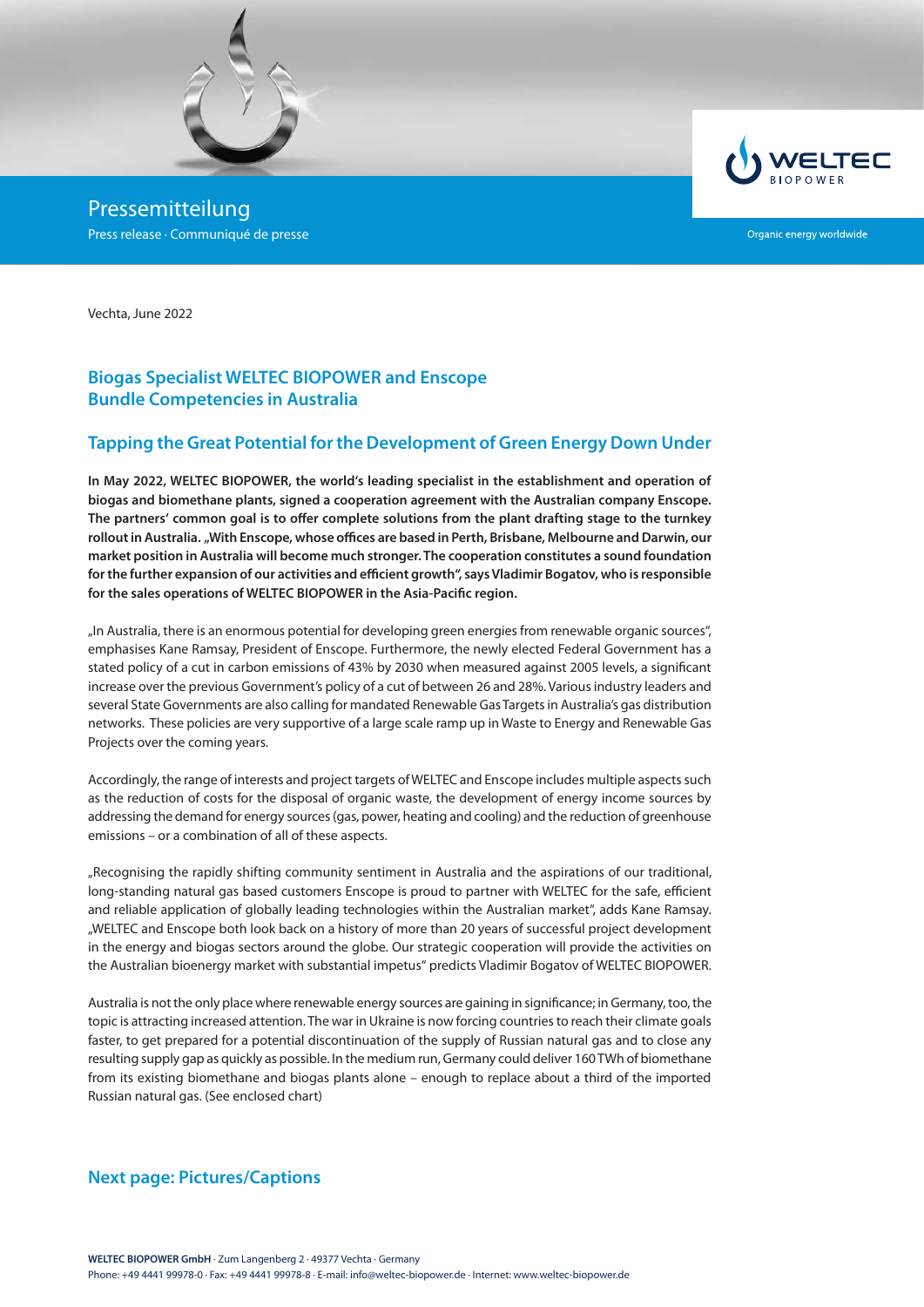Pressemitteilung

Press release · Communiqué de presse

Organic energy worldwide

Vechta, June 2022

## Biogas Specialist WELTEC BIOPOWER and Enscope Bundle Competencies in Australia

## Tapping the Great Potential for the Development of Green Energy Down Under

**In May 2022, WELTEC BIOPOWER, the world's leading specialist in the establishment and operation of biogas and biomethane plants, signed a cooperation agreement with the Australian company Enscope. The partners' common goal is to offer complete solutions from the plant drafting stage to the turnkey rollout in Australia. „With Enscope, whose offices are based in Perth, Brisbane, Melbourne and Darwin, our market position in Australia will become much stronger. The cooperation constitutes a sound foundation for the further expansion of our activities and efficient growth", says Vladimir Bogatov, who is responsible for the sales operations of WELTEC BIOPOWER in the Asia-Pacific region.**

„In Australia, there is an enormous potential for developing green energies from renewable organic sources", emphasises Kane Ramsay, President of Enscope. Furthermore, the newly elected Federal Government has a stated policy of a cut in carbon emissions of 43% by 2030 when measured against 2005 levels, a significant increase over the previous Government's policy of a cut of between 26 and 28%. Various industry leaders and several State Governments are also calling for mandated Renewable Gas Targets in Australia's gas distribution networks. These policies are very supportive of a large scale ramp up in Waste to Energy and Renewable Gas Projects over the coming years.

Accordingly, the range of interests and project targets of WELTEC and Enscope includes multiple aspects such as the reduction of costs for the disposal of organic waste, the development of energy income sources by addressing the demand for energy sources (gas, power, heating and cooling) and the reduction of greenhouse emissions – or a combination of all of these aspects.

„Recognising the rapidly shifting community sentiment in Australia and the aspirations of our traditional, long-standing natural gas based customers Enscope is proud to partner with WELTEC for the safe, efficient and reliable application of globally leading technologies within the Australian market", adds Kane Ramsay. „WELTEC and Enscope both look back on a history of more than 20 years of successful project development in the energy and biogas sectors around the globe. Our strategic cooperation will provide the activities on the Australian bioenergy market with substantial impetus" predicts Vladimir Bogatov of WELTEC BIOPOWER.

Australia is not the only place where renewable energy sources are gaining in significance; in Germany, too, the topic is attracting increased attention. The war in Ukraine is now forcing countries to reach their climate goals faster, to get prepared for a potential discontinuation of the supply of Russian natural gas and to close any resulting supply gap as quickly as possible. In the medium run, Germany could deliver 160 TWh of biomethane from its existing biomethane and biogas plants alone – enough to replace about a third of the imported Russian natural gas. (See enclosed chart)

## Next page: Pictures/Captions

**WELTEC BIOPOWER GmbH** · Zum Langenberg 2 · 49377 Vechta · Germany
Phone: +49 4441 99978-0 · Fax: +49 4441 99978-8 · E-mail: info@weltec-biopower.de · Internet: www.weltec-biopower.de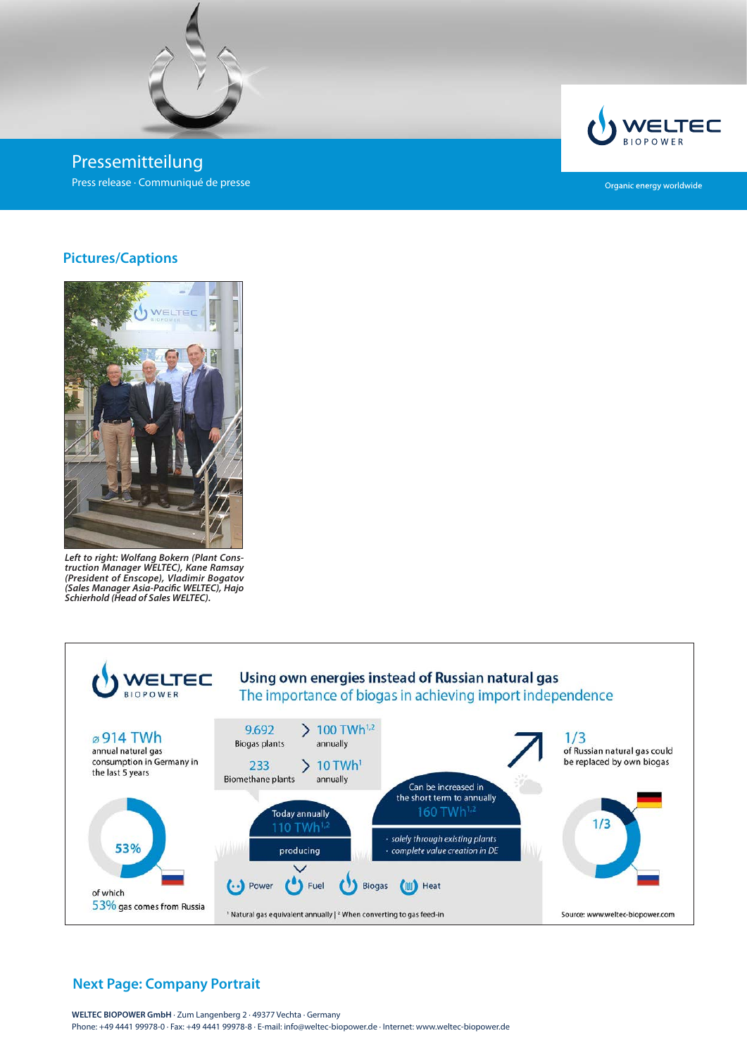# Pressemitteilung

Press release · Communiqué de presse

## Pictures/Captions

*Left to right: Wolfang Bokern (Plant Construction Manager WELTEC), Kane Ramsay (President of Enscope), Vladimir Bogatov (Sales Manager Asia-Pacific WELTEC), Hajo Schierhold (Head of Sales WELTEC).*

**Using own energies instead of Russian natural gas**

The importance of biogas in achieving import independence

ø 914 TWh annual natural gas consumption in Germany in the last 5 years

53%

of which 53% gas comes from Russia

9.692 Biogas plants > 100 TWh[1,2] annually

233 Biomethane plants > 10 TWh[1] annually

Today annually 110 TWh[1,2]

producing

Power · Fuel · Biogas · Heat

Can be increased in the short term to annually 160 TWh[1,2]

- solely through existing plants
- complete value creation in DE

1/3 of Russian natural gas could be replaced by own biogas

1/3

[1] Natural gas equivalent annually | [2] When converting to gas feed-in

Source: www.weltec-biopower.com

## Next Page: Company Portrait

**WELTEC BIOPOWER GmbH** · Zum Langenberg 2 · 49377 Vechta · Germany
Phone: +49 4441 99978-0 · Fax: +49 4441 99978-8 · E-mail: info@weltec-biopower.de · Internet: www.weltec-biopower.de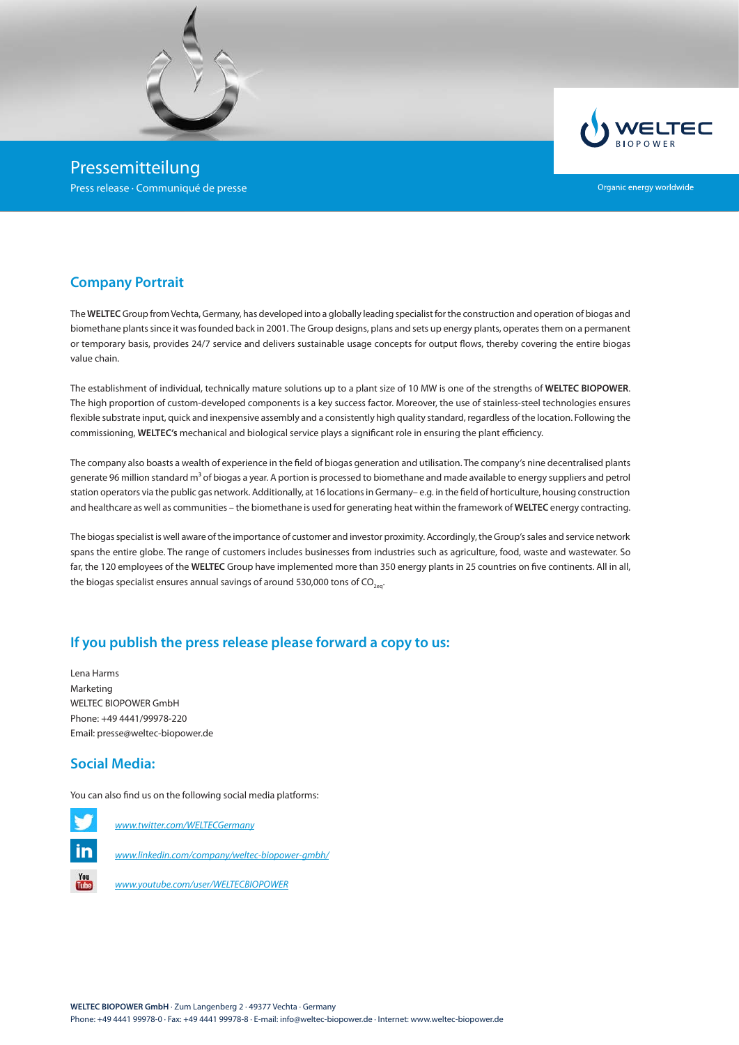Pressemitteilung

Press release · Communiqué de presse

Organic energy worldwide

## Company Portrait

The **WELTEC** Group from Vechta, Germany, has developed into a globally leading specialist for the construction and operation of biogas and biomethane plants since it was founded back in 2001. The Group designs, plans and sets up energy plants, operates them on a permanent or temporary basis, provides 24/7 service and delivers sustainable usage concepts for output flows, thereby covering the entire biogas value chain.

The establishment of individual, technically mature solutions up to a plant size of 10 MW is one of the strengths of **WELTEC BIOPOWER**. The high proportion of custom-developed components is a key success factor. Moreover, the use of stainless-steel technologies ensures flexible substrate input, quick and inexpensive assembly and a consistently high quality standard, regardless of the location. Following the commissioning, **WELTEC's** mechanical and biological service plays a significant role in ensuring the plant efficiency.

The company also boasts a wealth of experience in the field of biogas generation and utilisation. The company's nine decentralised plants generate 96 million standard $m^3$ of biogas a year. A portion is processed to biomethane and made available to energy suppliers and petrol station operators via the public gas network. Additionally, at 16 locations in Germany– e.g. in the field of horticulture, housing construction and healthcare as well as communities – the biomethane is used for generating heat within the framework of **WELTEC** energy contracting.

The biogas specialist is well aware of the importance of customer and investor proximity. Accordingly, the Group's sales and service network spans the entire globe. The range of customers includes businesses from industries such as agriculture, food, waste and wastewater. So far, the 120 employees of the **WELTEC** Group have implemented more than 350 energy plants in 25 countries on five continents. All in all, the biogas specialist ensures annual savings of around 530,000 tons of $CO_{2eq}$.

## If you publish the press release please forward a copy to us:

Lena Harms
Marketing
WELTEC BIOPOWER GmbH
Phone: +49 4441/99978-220
Email: presse@weltec-biopower.de

## Social Media:

You can also find us on the following social media platforms:

www.twitter.com/WELTECGermany

www.linkedin.com/company/weltec-biopower-gmbh/

www.youtube.com/user/WELTECBIOPOWER

**WELTEC BIOPOWER GmbH** · Zum Langenberg 2 · 49377 Vechta · Germany
Phone: +49 4441 99978-0 · Fax: +49 4441 99978-8 · E-mail: info@weltec-biopower.de · Internet: www.weltec-biopower.de